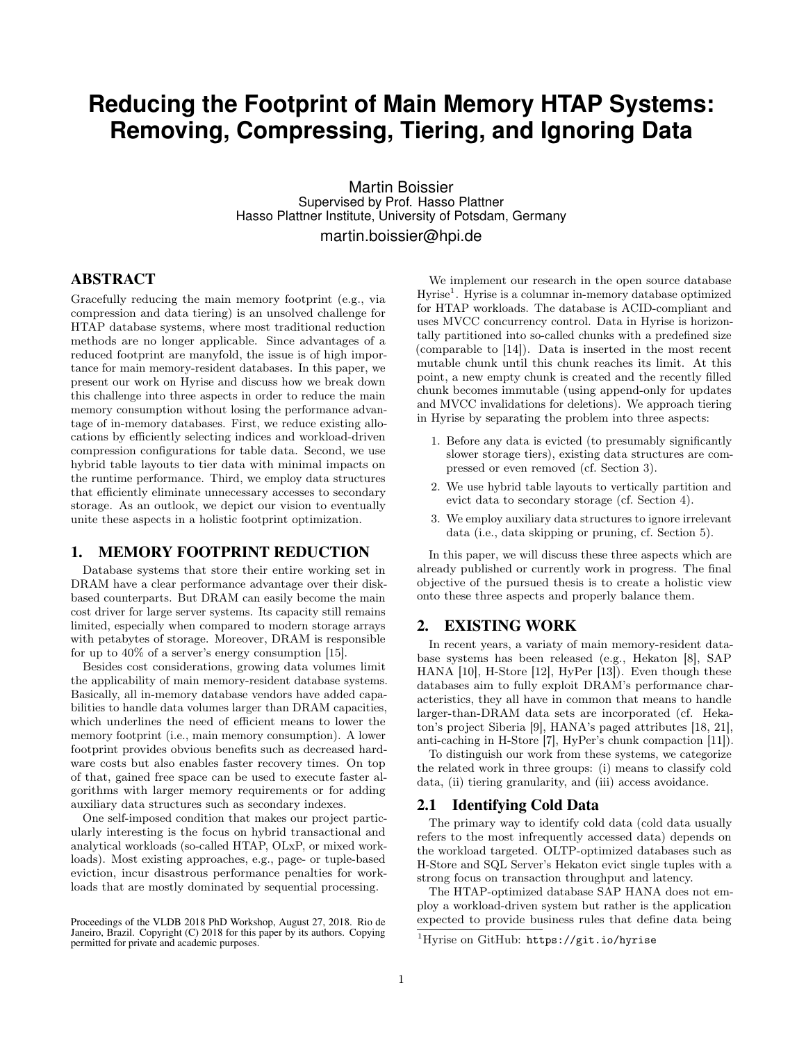# Reducing the Footprint of Main Memory HTAP Systems: Removing, Compressing, Tiering, and Ignoring Data

Martin Boissier
Supervised by Prof. Hasso Plattner
Hasso Plattner Institute, University of Potsdam, Germany
martin.boissier@hpi.de

## ABSTRACT

Gracefully reducing the main memory footprint (e.g., via compression and data tiering) is an unsolved challenge for HTAP database systems, where most traditional reduction methods are no longer applicable. Since advantages of a reduced footprint are manyfold, the issue is of high importance for main memory-resident databases. In this paper, we present our work on Hyrise and discuss how we break down this challenge into three aspects in order to reduce the main memory consumption without losing the performance advantage of in-memory databases. First, we reduce existing allocations by efficiently selecting indices and workload-driven compression configurations for table data. Second, we use hybrid table layouts to tier data with minimal impacts on the runtime performance. Third, we employ data structures that efficiently eliminate unnecessary accesses to secondary storage. As an outlook, we depict our vision to eventually unite these aspects in a holistic footprint optimization.

## 1. MEMORY FOOTPRINT REDUCTION

Database systems that store their entire working set in DRAM have a clear performance advantage over their disk-based counterparts. But DRAM can easily become the main cost driver for large server systems. Its capacity still remains limited, especially when compared to modern storage arrays with petabytes of storage. Moreover, DRAM is responsible for up to 40% of a server's energy consumption [15].

Besides cost considerations, growing data volumes limit the applicability of main memory-resident database systems. Basically, all in-memory database vendors have added capabilities to handle data volumes larger than DRAM capacities, which underlines the need of efficient means to lower the memory footprint (i.e., main memory consumption). A lower footprint provides obvious benefits such as decreased hardware costs but also enables faster recovery times. On top of that, gained free space can be used to execute faster algorithms with larger memory requirements or for adding auxiliary data structures such as secondary indexes.

One self-imposed condition that makes our project particularly interesting is the focus on hybrid transactional and analytical workloads (so-called HTAP, OLxP, or mixed workloads). Most existing approaches, e.g., page- or tuple-based eviction, incur disastrous performance penalties for workloads that are mostly dominated by sequential processing.

Proceedings of the VLDB 2018 PhD Workshop, August 27, 2018. Rio de Janeiro, Brazil. Copyright (C) 2018 for this paper by its authors. Copying permitted for private and academic purposes.

We implement our research in the open source database Hyrise[1]. Hyrise is a columnar in-memory database optimized for HTAP workloads. The database is ACID-compliant and uses MVCC concurrency control. Data in Hyrise is horizontally partitioned into so-called chunks with a predefined size (comparable to [14]). Data is inserted in the most recent mutable chunk until this chunk reaches its limit. At this point, a new empty chunk is created and the recently filled chunk becomes immutable (using append-only for updates and MVCC invalidations for deletions). We approach tiering in Hyrise by separating the problem into three aspects:

1. Before any data is evicted (to presumably significantly slower storage tiers), existing data structures are compressed or even removed (cf. Section 3).
2. We use hybrid table layouts to vertically partition and evict data to secondary storage (cf. Section 4).
3. We employ auxiliary data structures to ignore irrelevant data (i.e., data skipping or pruning, cf. Section 5).

In this paper, we will discuss these three aspects which are already published or currently work in progress. The final objective of the pursued thesis is to create a holistic view onto these three aspects and properly balance them.

## 2. EXISTING WORK

In recent years, a variaty of main memory-resident database systems has been released (e.g., Hekaton [8], SAP HANA [10], H-Store [12], HyPer [13]). Even though these databases aim to fully exploit DRAM's performance characteristics, they all have in common that means to handle larger-than-DRAM data sets are incorporated (cf. Hekaton's project Siberia [9], HANA's paged attributes [18, 21], anti-caching in H-Store [7], HyPer's chunk compaction [11]).

To distinguish our work from these systems, we categorize the related work in three groups: (i) means to classify cold data, (ii) tiering granularity, and (iii) access avoidance.

### 2.1 Identifying Cold Data

The primary way to identify cold data (cold data usually refers to the most infrequently accessed data) depends on the workload targeted. OLTP-optimized databases such as H-Store and SQL Server's Hekaton evict single tuples with a strong focus on transaction throughput and latency.

The HTAP-optimized database SAP HANA does not employ a workload-driven system but rather is the application expected to provide business rules that define data being

[1] Hyrise on GitHub: https://git.io/hyrise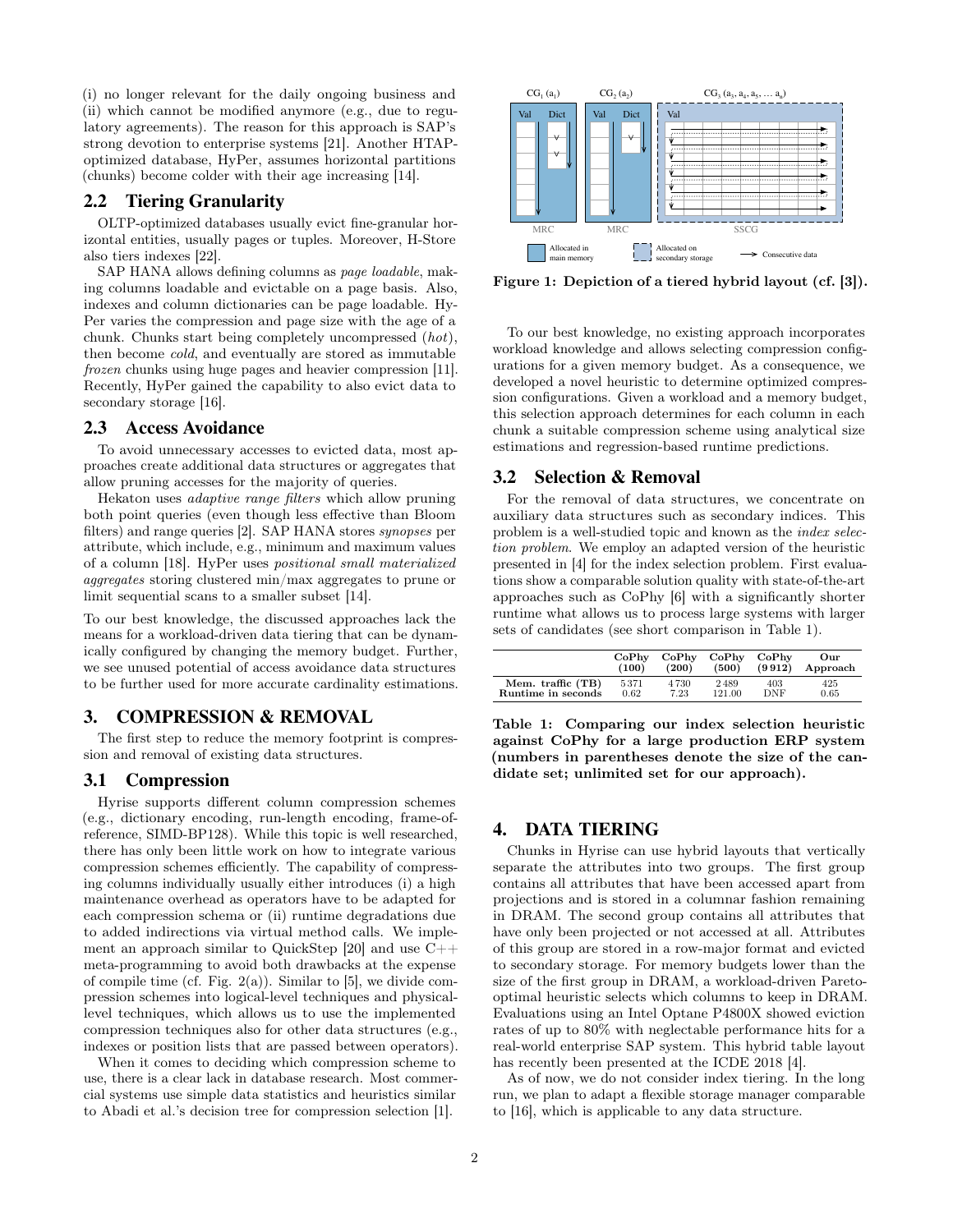(i) no longer relevant for the daily ongoing business and (ii) which cannot be modified anymore (e.g., due to regulatory agreements). The reason for this approach is SAP's strong devotion to enterprise systems [21]. Another HTAP-optimized database, HyPer, assumes horizontal partitions (chunks) become colder with their age increasing [14].

## 2.2 Tiering Granularity

OLTP-optimized databases usually evict fine-granular horizontal entities, usually pages or tuples. Moreover, H-Store also tiers indexes [22].

SAP HANA allows defining columns as *page loadable*, making columns loadable and evictable on a page basis. Also, indexes and column dictionaries can be page loadable. HyPer varies the compression and page size with the age of a chunk. Chunks start being completely uncompressed (*hot*), then become *cold*, and eventually are stored as immutable *frozen* chunks using huge pages and heavier compression [11]. Recently, HyPer gained the capability to also evict data to secondary storage [16].

## 2.3 Access Avoidance

To avoid unnecessary accesses to evicted data, most approaches create additional data structures or aggregates that allow pruning accesses for the majority of queries.

Hekaton uses *adaptive range filters* which allow pruning both point queries (even though less effective than Bloom filters) and range queries [2]. SAP HANA stores *synopses* per attribute, which include, e.g., minimum and maximum values of a column [18]. HyPer uses *positional small materialized aggregates* storing clustered min/max aggregates to prune or limit sequential scans to a smaller subset [14].

To our best knowledge, the discussed approaches lack the means for a workload-driven data tiering that can be dynamically configured by changing the memory budget. Further, we see unused potential of access avoidance data structures to be further used for more accurate cardinality estimations.

# 3. COMPRESSION & REMOVAL

The first step to reduce the memory footprint is compression and removal of existing data structures.

## 3.1 Compression

Hyrise supports different column compression schemes (e.g., dictionary encoding, run-length encoding, frame-of-reference, SIMD-BP128). While this topic is well researched, there has only been little work on how to integrate various compression schemes efficiently. The capability of compressing columns individually usually either introduces (i) a high maintenance overhead as operators have to be adapted for each compression schema or (ii) runtime degradations due to added indirections via virtual method calls. We implement an approach similar to QuickStep [20] and use C++ meta-programming to avoid both drawbacks at the expense of compile time (cf. Fig. 2(a)). Similar to [5], we divide compression schemes into logical-level techniques and physical-level techniques, which allows us to use the implemented compression techniques also for other data structures (e.g., indexes or position lists that are passed between operators).

When it comes to deciding which compression scheme to use, there is a clear lack in database research. Most commercial systems use simple data statistics and heuristics similar to Abadi et al.'s decision tree for compression selection [1].

Figure 1: Depiction of a tiered hybrid layout (cf. [3]).

To our best knowledge, no existing approach incorporates workload knowledge and allows selecting compression configurations for a given memory budget. As a consequence, we developed a novel heuristic to determine optimized compression configurations. Given a workload and a memory budget, this selection approach determines for each column in each chunk a suitable compression scheme using analytical size estimations and regression-based runtime predictions.

## 3.2 Selection & Removal

For the removal of data structures, we concentrate on auxiliary data structures such as secondary indices. This problem is a well-studied topic and known as the *index selection problem*. We employ an adapted version of the heuristic presented in [4] for the index selection problem. First evaluations show a comparable solution quality with state-of-the-art approaches such as CoPhy [6] with a significantly shorter runtime what allows us to process large systems with larger sets of candidates (see short comparison in Table 1).

| | CoPhy (100) | CoPhy (200) | CoPhy (500) | CoPhy (9 912) | Our Approach |
|---|---|---|---|---|---|
| Mem. traffic (TB) | 5 371 | 4 730 | 2 489 | 403 | 425 |
| Runtime in seconds | 0.62 | 7.23 | 121.00 | DNF | 0.65 |

**Table 1: Comparing our index selection heuristic against CoPhy for a large production ERP system (numbers in parentheses denote the size of the candidate set; unlimited set for our approach).**

# 4. DATA TIERING

Chunks in Hyrise can use hybrid layouts that vertically separate the attributes into two groups. The first group contains all attributes that have been accessed apart from projections and is stored in a columnar fashion remaining in DRAM. The second group contains all attributes that have only been projected or not accessed at all. Attributes of this group are stored in a row-major format and evicted to secondary storage. For memory budgets lower than the size of the first group in DRAM, a workload-driven Pareto-optimal heuristic selects which columns to keep in DRAM. Evaluations using an Intel Optane P4800X showed eviction rates of up to 80% with neglectable performance hits for a real-world enterprise SAP system. This hybrid table layout has recently been presented at the ICDE 2019 [4].

As of now, we do not consider index tiering. In the long run, we plan to adapt a flexible storage manager comparable to [16], which is applicable to any data structure.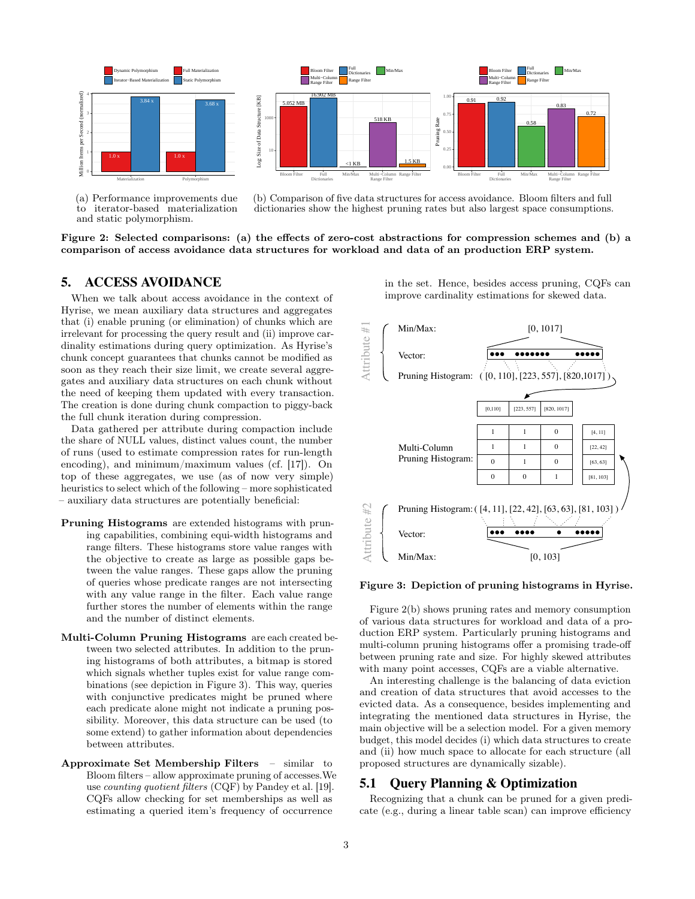(a) Performance improvements due to iterator-based materialization and static polymorphism.

(b) Comparison of five data structures for access avoidance. Bloom filters and full dictionaries show the highest pruning rates but also largest space consumptions.

**Figure 2: Selected comparisons: (a) the effects of zero-cost abstractions for compression schemes and (b) a comparison of access avoidance data structures for workload and data of an production ERP system.**

## 5. ACCESS AVOIDANCE

When we talk about access avoidance in the context of Hyrise, we mean auxiliary data structures and aggregates that (i) enable pruning (or elimination) of chunks which are irrelevant for processing the query result and (ii) improve cardinality estimations during query optimization. As Hyrise's chunk concept guarantees that chunks cannot be modified as soon as they reach their size limit, we create several aggregates and auxiliary data structures on each chunk without the need of keeping them updated with every transaction. The creation is done during chunk compaction to piggy-back the full chunk iteration during compression.

Data gathered per attribute during compaction include the share of NULL values, distinct values count, the number of runs (used to estimate compression rates for run-length encoding), and minimum/maximum values (cf. [17]). On top of these aggregates, we use (as of now very simple) heuristics to select which of the following – more sophisticated – auxiliary data structures are potentially beneficial:

**Pruning Histograms** are extended histograms with pruning capabilities, combining equi-width histograms and range filters. These histograms store value ranges with the objective to create as large as possible gaps between the value ranges. These gaps allow the pruning of queries whose predicate ranges are not intersecting with any value range in the filter. Each value range further stores the number of elements within the range and the number of distinct elements.

**Multi-Column Pruning Histograms** are each created between two selected attributes. In addition to the pruning histograms of both attributes, a bitmap is stored which signals whether tuples exist for value range combinations (see depiction in Figure 3). This way, queries with conjunctive predicates might be pruned where each predicate alone might not indicate a pruning possibility. Moreover, this data structure can be used (to some extend) to gather information about dependencies between attributes.

**Approximate Set Membership Filters** – similar to Bloom filters – allow approximate pruning of accesses.We use *counting quotient filters* (CQF) by Pandey et al. [19]. CQFs allow checking for set memberships as well as estimating a queried item's frequency of occurrence in the set. Hence, besides access pruning, CQFs can improve cardinality estimations for skewed data.

**Figure 3: Depiction of pruning histograms in Hyrise.**

Figure 2(b) shows pruning rates and memory consumption of various data structures for workload and data of a production ERP system. Particularly pruning histograms and multi-column pruning histograms offer a promising trade-off between pruning rate and size. For highly skewed attributes with many point accesses, CQFs are a viable alternative.

An interesting challenge is the balancing of data eviction and creation of data structures that avoid accesses to the evicted data. As a consequence, besides implementing and integrating the mentioned data structures in Hyrise, the main objective will be a selection model. For a given memory budget, this model decides (i) which data structures to create and (ii) how much space to allocate for each structure (all proposed structures are dynamically sizable).

### 5.1 Query Planning & Optimization

Recognizing that a chunk can be pruned for a given predicate (e.g., during a linear table scan) can improve efficiency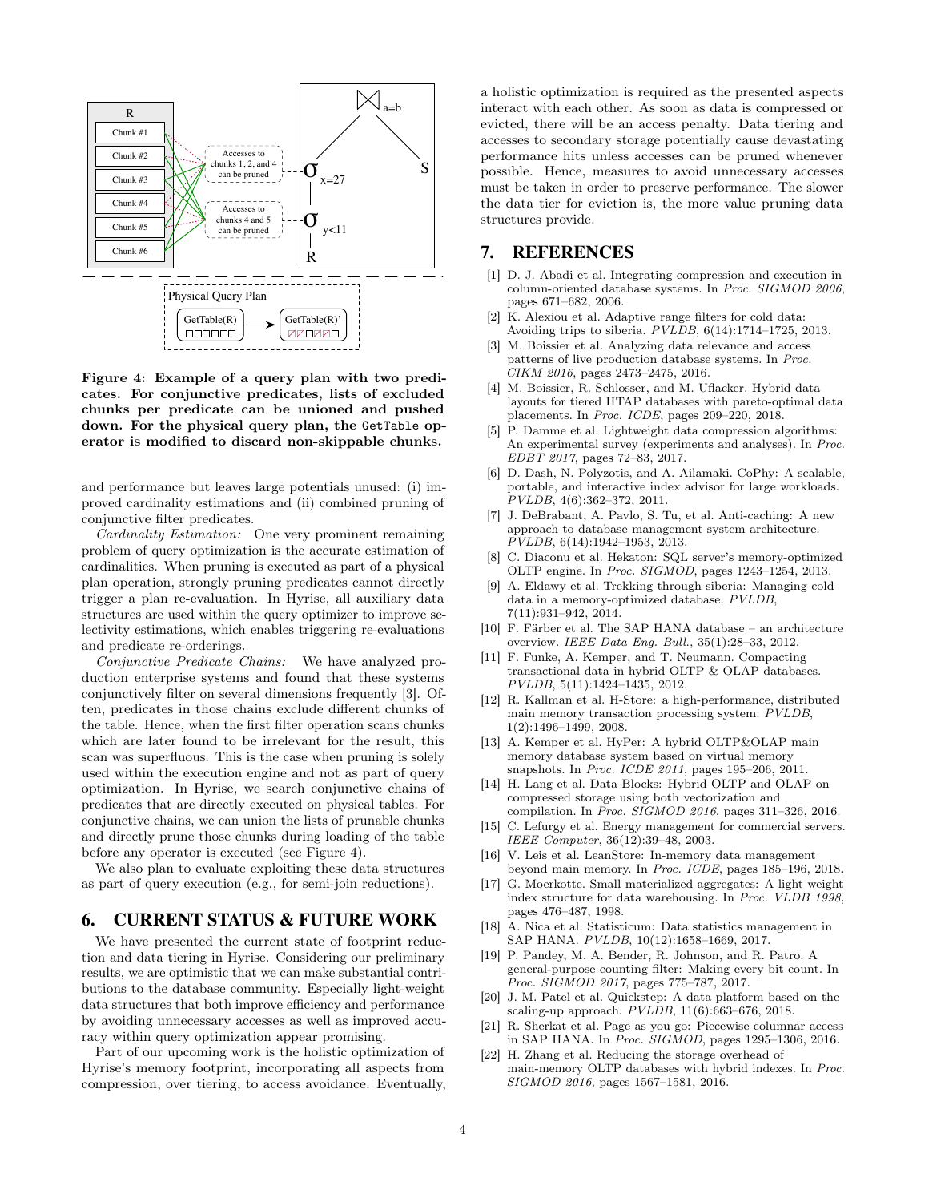R

Chunk #1

Chunk #2

Chunk #3

Chunk #4

Chunk #5

Chunk #6

Accesses to chunks 1, 2, and 4 can be pruned

Accesses to chunks 4 and 5 can be pruned

a=b

σ x=27

σ y<11

S

R

Physical Query Plan

GetTable(R)

GetTable(R)'

**Figure 4: Example of a query plan with two predicates. For conjunctive predicates, lists of excluded chunks per predicate can be unioned and pushed down. For the physical query plan, the `GetTable` operator is modified to discard non-skippable chunks.**

and performance but leaves large potentials unused: (i) improved cardinality estimations and (ii) combined pruning of conjunctive filter predicates.

*Cardinality Estimation:* One very prominent remaining problem of query optimization is the accurate estimation of cardinalities. When pruning is executed as part of a physical plan operation, strongly pruning predicates cannot directly trigger a plan re-evaluation. In Hyrise, all auxiliary data structures are used within the query optimizer to improve selectivity estimations, which enables triggering re-evaluations and predicate re-orderings.

*Conjunctive Predicate Chains:* We have analyzed production enterprise systems and found that these systems conjunctively filter on several dimensions frequently [3]. Often, predicates in those chains exclude different chunks of the table. Hence, when the first filter operation scans chunks which are later found to be irrelevant for the result, this scan was superfluous. This is the case when pruning is solely used within the execution engine and not as part of query optimization. In Hyrise, we search conjunctive chains of predicates that are directly executed on physical tables. For conjunctive chains, we can union the lists of prunable chunks and directly prune those chunks during loading of the table before any operator is executed (see Figure 4).

We also plan to evaluate exploiting these data structures as part of query execution (e.g., for semi-join reductions).

## 6. CURRENT STATUS & FUTURE WORK

We have presented the current state of footprint reduction and data tiering in Hyrise. Considering our preliminary results, we are optimistic that we can make substantial contributions to the database community. Especially light-weight data structures that both improve efficiency and performance by avoiding unnecessary accesses as well as improved accuracy within query optimization appear promising.

Part of our upcoming work is the holistic optimization of Hyrise's memory footprint, incorporating all aspects from compression, over tiering, to access avoidance. Eventually, a holistic optimization is required as the presented aspects interact with each other. As soon as data is compressed or evicted, there will be an access penalty. Data tiering and accesses to secondary storage potentially cause devastating performance hits unless accesses can be pruned whenever possible. Hence, measures to avoid unnecessary accesses must be taken in order to preserve performance. The slower the data tier for eviction is, the more value pruning data structures provide.

## 7. REFERENCES

[1] D. J. Abadi et al. Integrating compression and execution in column-oriented database systems. In *Proc. SIGMOD 2006*, pages 671–682, 2006.

[2] K. Alexiou et al. Adaptive range filters for cold data: Avoiding trips to siberia. *PVLDB*, 6(14):1714–1725, 2013.

[3] M. Boissier et al. Analyzing data relevance and access patterns of live production database systems. In *Proc. CIKM 2016*, pages 2473–2475, 2016.

[4] M. Boissier, R. Schlosser, and M. Uflacker. Hybrid data layouts for tiered HTAP databases with pareto-optimal data placements. In *Proc. ICDE*, pages 209–220, 2018.

[5] P. Damme et al. Lightweight data compression algorithms: An experimental survey (experiments and analyses). In *Proc. EDBT 2017*, pages 72–83, 2017.

[6] D. Dash, N. Polyzotis, and A. Ailamaki. CoPhy: A scalable, portable, and interactive index advisor for large workloads. *PVLDB*, 4(6):362–372, 2011.

[7] J. DeBrabant, A. Pavlo, S. Tu, et al. Anti-caching: A new approach to database management system architecture. *PVLDB*, 6(14):1942–1953, 2013.

[8] C. Diaconu et al. Hekaton: SQL server's memory-optimized OLTP engine. In *Proc. SIGMOD*, pages 1243–1254, 2013.

[9] A. Eldawy et al. Trekking through siberia: Managing cold data in a memory-optimized database. *PVLDB*, 7(11):931–942, 2014.

[10] F. Färber et al. The SAP HANA database – an architecture overview. *IEEE Data Eng. Bull.*, 35(1):28–33, 2012.

[11] F. Funke, A. Kemper, and T. Neumann. Compacting transactional data in hybrid OLTP & OLAP databases. *PVLDB*, 5(11):1424–1435, 2012.

[12] R. Kallman et al. H-Store: a high-performance, distributed main memory transaction processing system. *PVLDB*, 1(2):1496–1499, 2008.

[13] A. Kemper et al. HyPer: A hybrid OLTP&OLAP main memory database system based on virtual memory snapshots. In *Proc. ICDE 2011*, pages 195–206, 2011.

[14] H. Lang et al. Data Blocks: Hybrid OLTP and OLAP on compressed storage using both vectorization and compilation. In *Proc. SIGMOD 2016*, pages 311–326, 2016.

[15] C. Lefurgy et al. Energy management for commercial servers. *IEEE Computer*, 36(12):39–48, 2003.

[16] V. Leis et al. LeanStore: In-memory data management beyond main memory. In *Proc. ICDE*, pages 185–196, 2018.

[17] G. Moerkotte. Small materialized aggregates: A light weight index structure for data warehousing. In *Proc. VLDB 1998*, pages 476–487, 1998.

[18] A. Nica et al. Statisticum: Data statistics management in SAP HANA. *PVLDB*, 10(12):1658–1669, 2017.

[19] P. Pandey, M. A. Bender, R. Johnson, and R. Patro. A general-purpose counting filter: Making every bit count. In *Proc. SIGMOD 2017*, pages 775–787, 2017.

[20] J. M. Patel et al. Quickstep: A data platform based on the scaling-up approach. *PVLDB*, 11(6):663–676, 2018.

[21] R. Sherkat et al. Page as you go: Piecewise columnar access in SAP HANA. In *Proc. SIGMOD*, pages 1295–1306, 2016.

[22] H. Zhang et al. Reducing the storage overhead of main-memory OLTP databases with hybrid indexes. In *Proc. SIGMOD 2016*, pages 1567–1581, 2016.